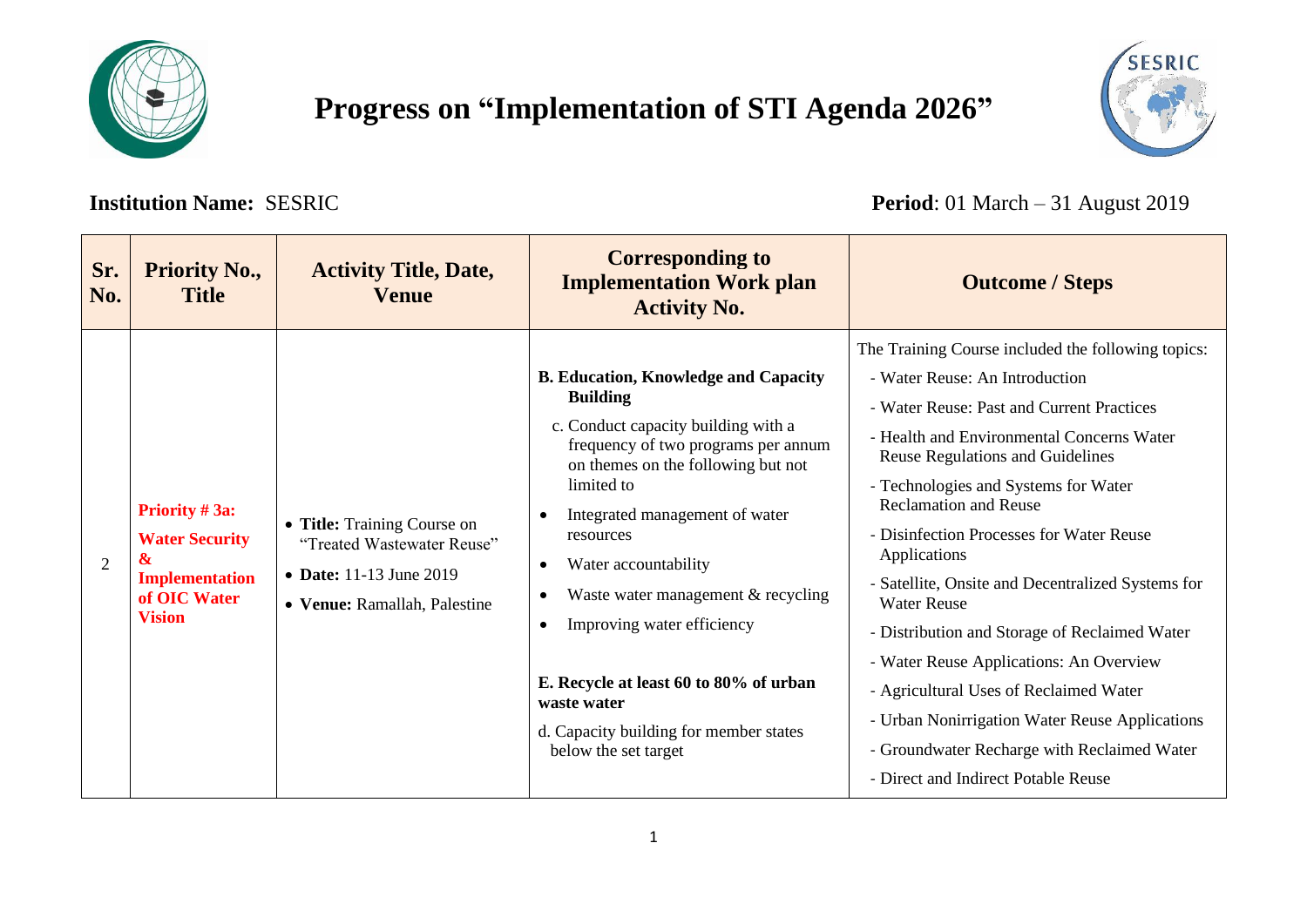# Progress on "Implementation of STI Agenda 2026"

**Institution Name:** SESRIC

**Period**: 01 March – 31 August 2019

| Sr. No. | Priority No., Title | Activity Title, Date, Venue | Corresponding to Implementation Work plan Activity No. | Outcome / Steps |
|---|---|---|---|---|
| 2 | **Priority # 3a: Water Security & Implementation of OIC Water Vision** | • **Title:** Training Course on "Treated Wastewater Reuse"<br>• **Date:** 11-13 June 2019<br>• **Venue:** Ramallah, Palestine | **B. Education, Knowledge and Capacity Building**<br>c. Conduct capacity building with a frequency of two programs per annum on themes on the following but not limited to<br>• Integrated management of water resources<br>• Water accountability<br>• Waste water management & recycling<br>• Improving water efficiency<br><br>**E. Recycle at least 60 to 80% of urban waste water**<br>d. Capacity building for member states below the set target | The Training Course included the following topics:<br>- Water Reuse: An Introduction<br>- Water Reuse: Past and Current Practices<br>- Health and Environmental Concerns Water Reuse Regulations and Guidelines<br>- Technologies and Systems for Water Reclamation and Reuse<br>- Disinfection Processes for Water Reuse Applications<br>- Satellite, Onsite and Decentralized Systems for Water Reuse<br>- Distribution and Storage of Reclaimed Water<br>- Water Reuse Applications: An Overview<br>- Agricultural Uses of Reclaimed Water<br>- Urban Nonirrigation Water Reuse Applications<br>- Groundwater Recharge with Reclaimed Water<br>- Direct and Indirect Potable Reuse |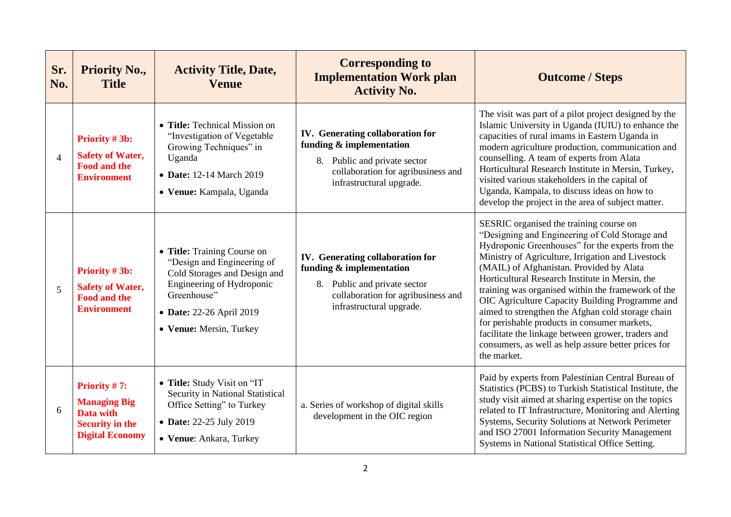| Sr. No. | Priority No., Title | Activity Title, Date, Venue | Corresponding to Implementation Work plan Activity No. | Outcome / Steps |
|---|---|---|---|---|
| 4 | **Priority # 3b: Safety of Water, Food and the Environment** | • **Title:** Technical Mission on "Investigation of Vegetable Growing Techniques" in Uganda<br>• **Date:** 12-14 March 2019<br>• **Venue:** Kampala, Uganda | **IV. Generating collaboration for funding & implementation**<br>8. Public and private sector collaboration for agribusiness and infrastructural upgrade. | The visit was part of a pilot project designed by the Islamic University in Uganda (IUIU) to enhance the capacities of rural imams in Eastern Uganda in modern agriculture production, communication and counselling. A team of experts from Alata Horticultural Research Institute in Mersin, Turkey, visited various stakeholders in the capital of Uganda, Kampala, to discuss ideas on how to develop the project in the area of subject matter. |
| 5 | **Priority # 3b: Safety of Water, Food and the Environment** | • **Title:** Training Course on "Design and Engineering of Cold Storages and Design and Engineering of Hydroponic Greenhouse"<br>• **Date:** 22-26 April 2019<br>• **Venue:** Mersin, Turkey | **IV. Generating collaboration for funding & implementation**<br>8. Public and private sector collaboration for agribusiness and infrastructural upgrade. | SESRIC organised the training course on "Designing and Engineering of Cold Storage and Hydroponic Greenhouses" for the experts from the Ministry of Agriculture, Irrigation and Livestock (MAIL) of Afghanistan. Provided by Alata Horticultural Research Institute in Mersin, the training was organised within the framework of the OIC Agriculture Capacity Building Programme and aimed to strengthen the Afghan cold storage chain for perishable products in consumer markets, facilitate the linkage between grower, traders and consumers, as well as help assure better prices for the market. |
| 6 | **Priority # 7: Managing Big Data with Security in the Digital Economy** | • **Title:** Study Visit on "IT Security in National Statistical Office Setting" to Turkey<br>• **Date:** 22-25 July 2019<br>• **Venue**: Ankara, Turkey | a. Series of workshop of digital skills development in the OIC region | Paid by experts from Palestinian Central Bureau of Statistics (PCBS) to Turkish Statistical Institute, the study visit aimed at sharing expertise on the topics related to IT Infrastructure, Monitoring and Alerting Systems, Security Solutions at Network Perimeter and ISO 27001 Information Security Management Systems in National Statistical Office Setting. |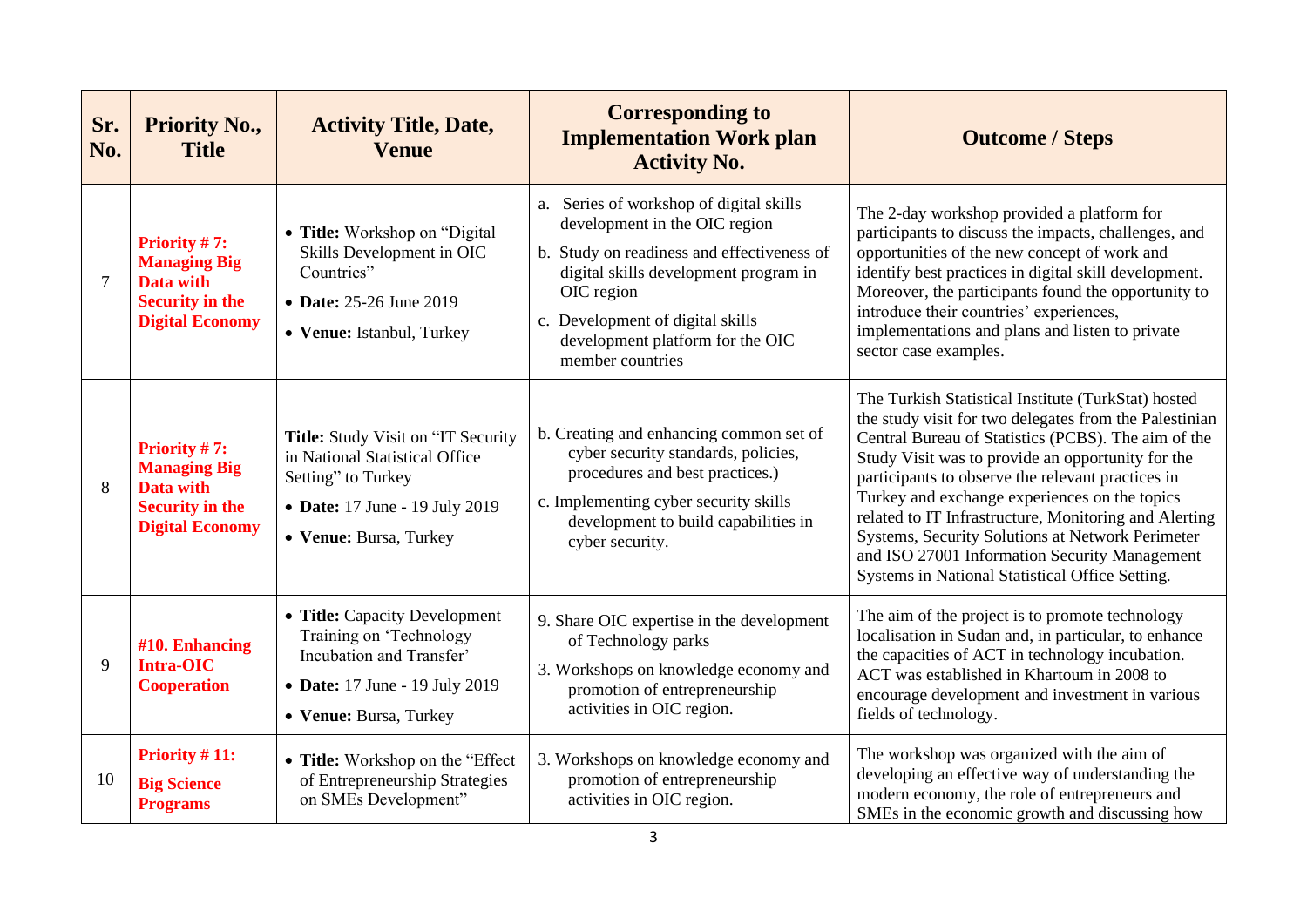| Sr. No. | Priority No., Title | Activity Title, Date, Venue | Corresponding to Implementation Work plan Activity No. | Outcome / Steps |
|---|---|---|---|---|
| 7 | **Priority # 7: Managing Big Data with Security in the Digital Economy** | • **Title:** Workshop on "Digital Skills Development in OIC Countries"<br>• **Date:** 25-26 June 2019<br>• **Venue:** Istanbul, Turkey | a. Series of workshop of digital skills development in the OIC region<br>b. Study on readiness and effectiveness of digital skills development program in OIC region<br>c. Development of digital skills development platform for the OIC member countries | The 2-day workshop provided a platform for participants to discuss the impacts, challenges, and opportunities of the new concept of work and identify best practices in digital skill development. Moreover, the participants found the opportunity to introduce their countries' experiences, implementations and plans and listen to private sector case examples. |
| 8 | **Priority # 7: Managing Big Data with Security in the Digital Economy** | **Title:** Study Visit on "IT Security in National Statistical Office Setting" to Turkey<br>• **Date:** 17 June - 19 July 2019<br>• **Venue:** Bursa, Turkey | b. Creating and enhancing common set of cyber security standards, policies, procedures and best practices.)<br>c. Implementing cyber security skills development to build capabilities in cyber security. | The Turkish Statistical Institute (TurkStat) hosted the study visit for two delegates from the Palestinian Central Bureau of Statistics (PCBS). The aim of the Study Visit was to provide an opportunity for the participants to observe the relevant practices in Turkey and exchange experiences on the topics related to IT Infrastructure, Monitoring and Alerting Systems, Security Solutions at Network Perimeter and ISO 27001 Information Security Management Systems in National Statistical Office Setting. |
| 9 | **#10. Enhancing Intra-OIC Cooperation** | • **Title:** Capacity Development Training on 'Technology Incubation and Transfer'<br>• **Date:** 17 June - 19 July 2019<br>• **Venue:** Bursa, Turkey | 9. Share OIC expertise in the development of Technology parks<br>3. Workshops on knowledge economy and promotion of entrepreneurship activities in OIC region. | The aim of the project is to promote technology localisation in Sudan and, in particular, to enhance the capacities of ACT in technology incubation. ACT was established in Khartoum in 2008 to encourage development and investment in various fields of technology. |
| 10 | **Priority # 11: Big Science Programs** | • **Title:** Workshop on the "Effect of Entrepreneurship Strategies on SMEs Development" | 3. Workshops on knowledge economy and promotion of entrepreneurship activities in OIC region. | The workshop was organized with the aim of developing an effective way of understanding the modern economy, the role of entrepreneurs and SMEs in the economic growth and discussing how |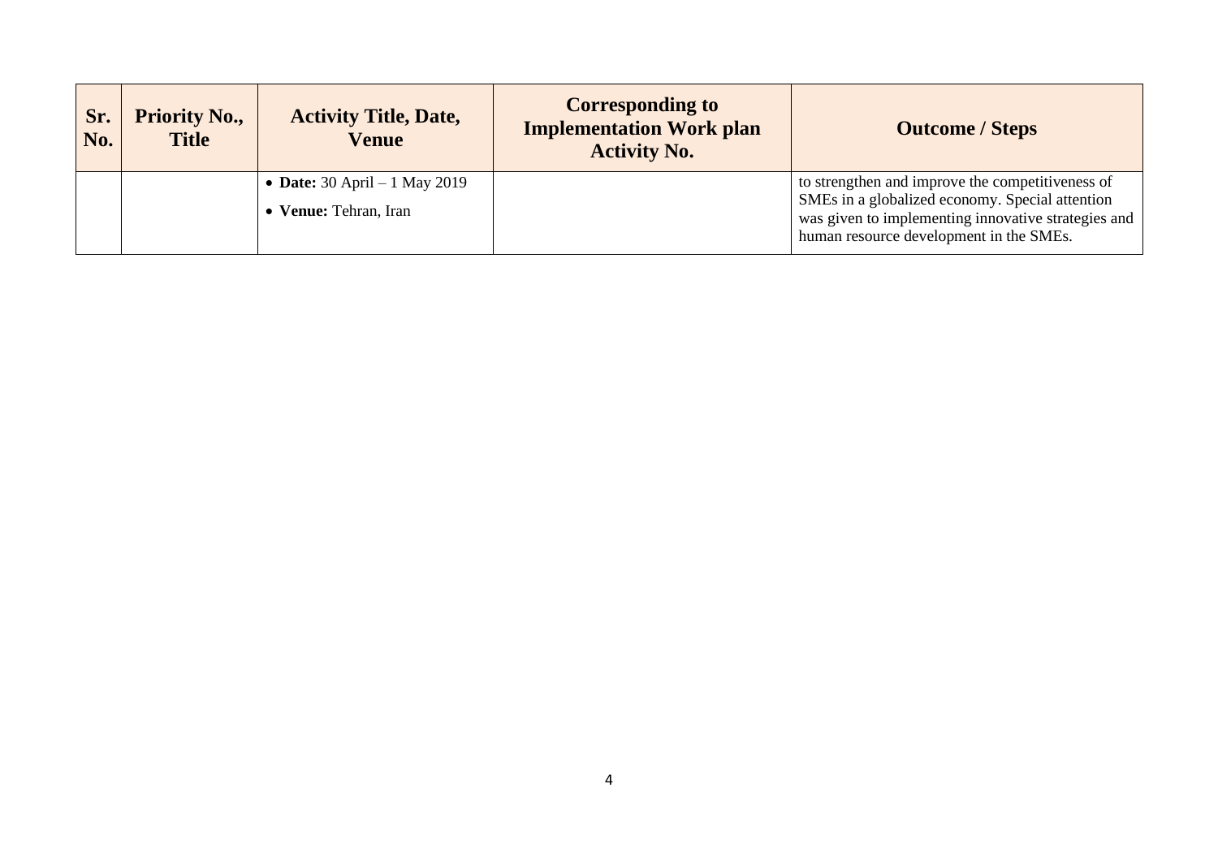| Sr. No. | Priority No., Title | Activity Title, Date, Venue | Corresponding to Implementation Work plan Activity No. | Outcome / Steps |
|---|---|---|---|---|
| | | • **Date:** 30 April – 1 May 2019<br>• **Venue:** Tehran, Iran | | to strengthen and improve the competitiveness of SMEs in a globalized economy. Special attention was given to implementing innovative strategies and human resource development in the SMEs. |